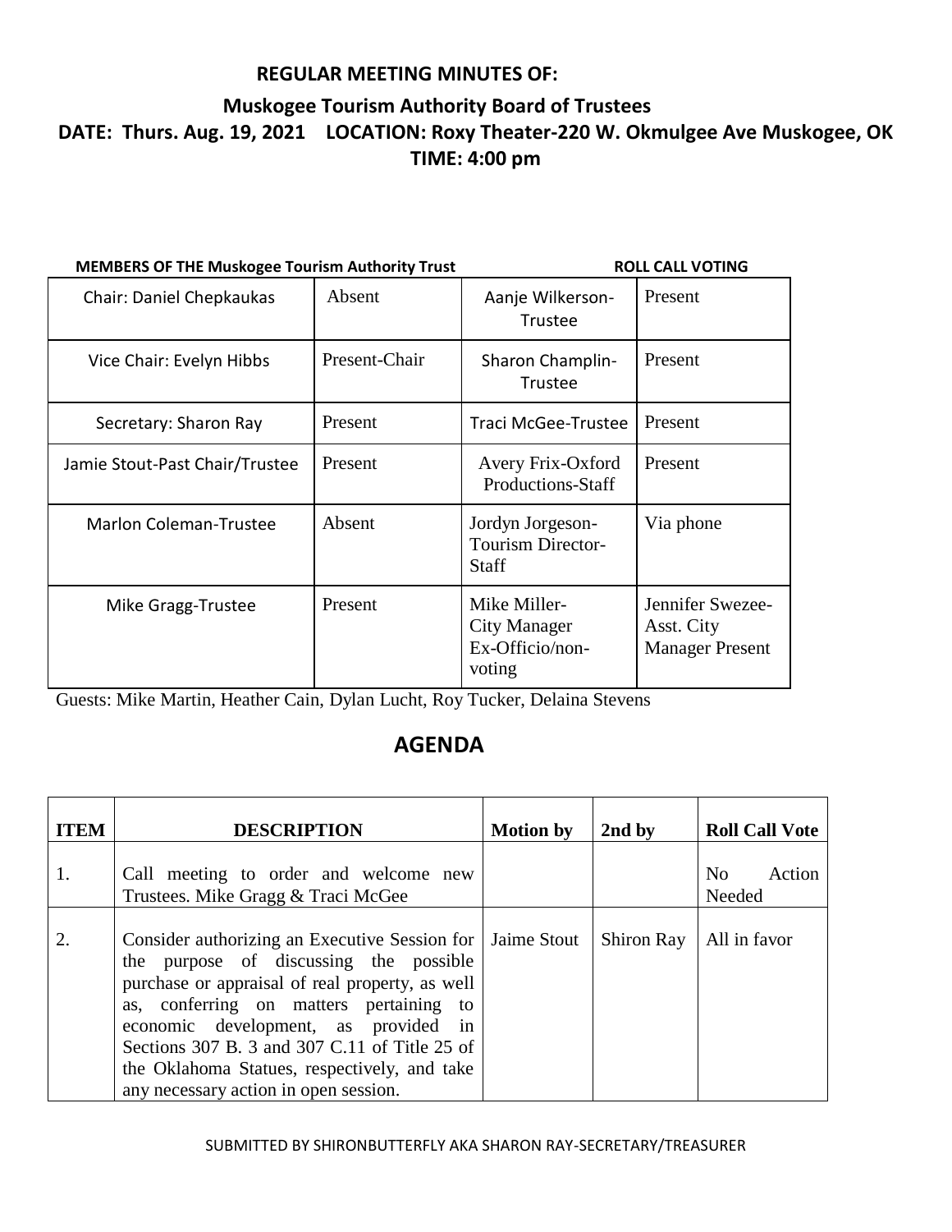**REGULAR MEETING MINUTES OF:**

**Muskogee Tourism Authority Board of Trustees**

**DATE: Thurs. Aug. 19, 2021 LOCATION: Roxy Theater-220 W. Okmulgee Ave Muskogee, OK**

**TIME: 4:00 pm**

| MEMBERS OF THE Muskogee Tourism Authority Trust | | ROLL CALL VOTING | |
|---|---|---|---|
| Chair: Daniel Chepkaukas | Absent | Aanje Wilkerson-Trustee | Present |
| Vice Chair: Evelyn Hibbs | Present-Chair | Sharon Champlin-Trustee | Present |
| Secretary: Sharon Ray | Present | Traci McGee-Trustee | Present |
| Jamie Stout-Past Chair/Trustee | Present | Avery Frix-Oxford Productions-Staff | Present |
| Marlon Coleman-Trustee | Absent | Jordyn Jorgeson-Tourism Director-Staff | Via phone |
| Mike Gragg-Trustee | Present | Mike Miller-City Manager Ex-Officio/non-voting | Jennifer Swezee-Asst. City Manager Present |

Guests: Mike Martin, Heather Cain, Dylan Lucht, Roy Tucker, Delaina Stevens

## AGENDA

| ITEM | DESCRIPTION | Motion by | 2nd by | Roll Call Vote |
|---|---|---|---|---|
| 1. | Call meeting to order and welcome new Trustees. Mike Gragg & Traci McGee | | | No Action Needed |
| 2. | Consider authorizing an Executive Session for the purpose of discussing the possible purchase or appraisal of real property, as well as, conferring on matters pertaining to economic development, as provided in Sections 307 B. 3 and 307 C.11 of Title 25 of the Oklahoma Statues, respectively, and take any necessary action in open session. | Jaime Stout | Shiron Ray | All in favor |

SUBMITTED BY SHIRONBUTTERFLY AKA SHARON RAY-SECRETARY/TREASURER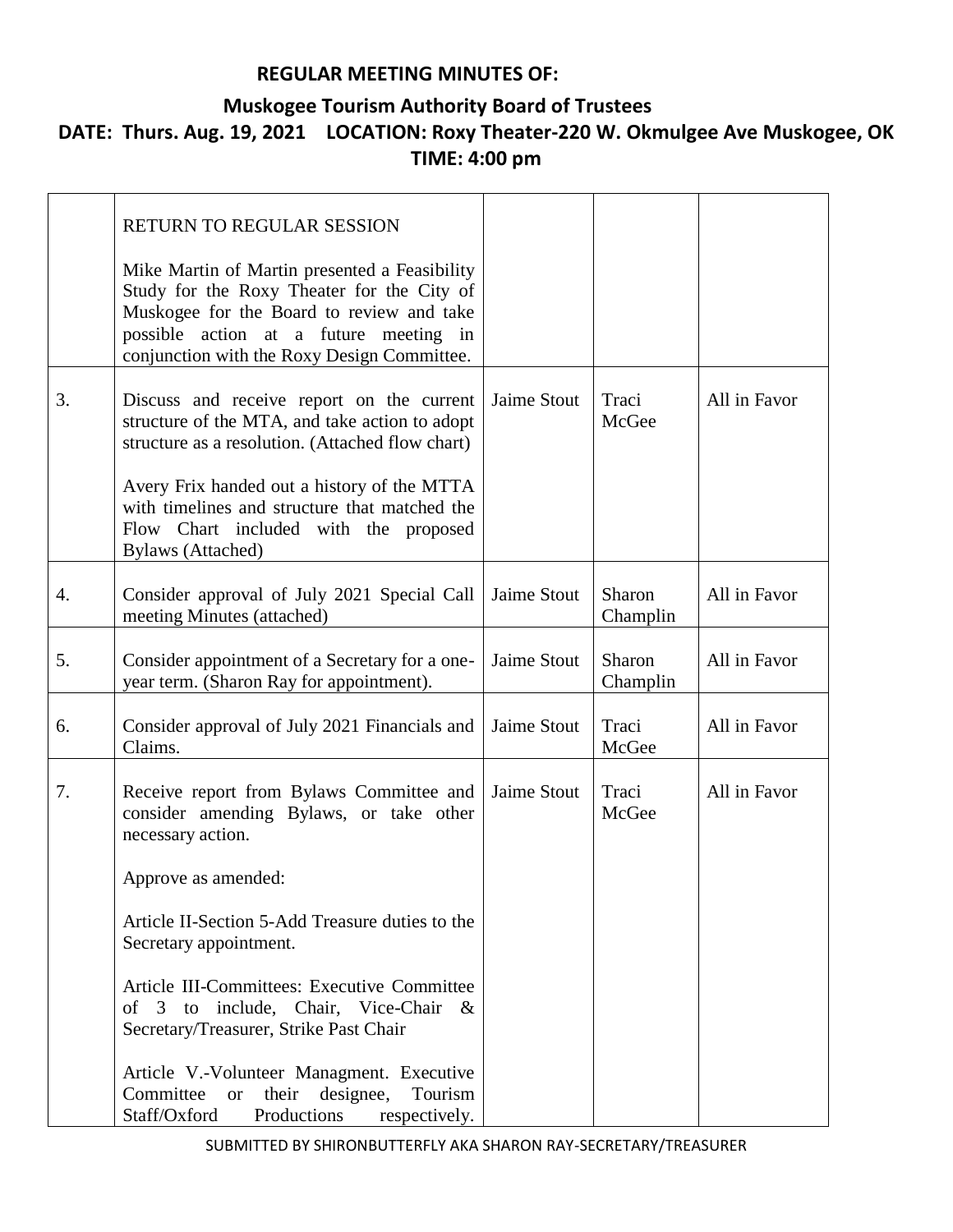**REGULAR MEETING MINUTES OF:**

**Muskogee Tourism Authority Board of Trustees**

**DATE: Thurs. Aug. 19, 2021 LOCATION: Roxy Theater-220 W. Okmulgee Ave Muskogee, OK**

**TIME: 4:00 pm**

| | | | | |
|---|---|---|---|---|
| | RETURN TO REGULAR SESSION<br><br>Mike Martin of Martin presented a Feasibility Study for the Roxy Theater for the City of Muskogee for the Board to review and take possible action at a future meeting in conjunction with the Roxy Design Committee. | | | |
| 3. | Discuss and receive report on the current structure of the MTA, and take action to adopt structure as a resolution. (Attached flow chart)<br><br>Avery Frix handed out a history of the MTTA with timelines and structure that matched the Flow Chart included with the proposed Bylaws (Attached) | Jaime Stout | Traci McGee | All in Favor |
| 4. | Consider approval of July 2021 Special Call meeting Minutes (attached) | Jaime Stout | Sharon Champlin | All in Favor |
| 5. | Consider appointment of a Secretary for a one-year term. (Sharon Ray for appointment). | Jaime Stout | Sharon Champlin | All in Favor |
| 6. | Consider approval of July 2021 Financials and Claims. | Jaime Stout | Traci McGee | All in Favor |
| 7. | Receive report from Bylaws Committee and consider amending Bylaws, or take other necessary action.<br><br>Approve as amended:<br><br>Article II-Section 5-Add Treasure duties to the Secretary appointment.<br><br>Article III-Committees: Executive Committee of 3 to include, Chair, Vice-Chair & Secretary/Treasurer, Strike Past Chair<br><br>Article V.-Volunteer Managment. Executive Committee or their designee, Tourism Staff/Oxford Productions respectively. | Jaime Stout | Traci McGee | All in Favor |

SUBMITTED BY SHIRONBUTTERFLY AKA SHARON RAY-SECRETARY/TREASURER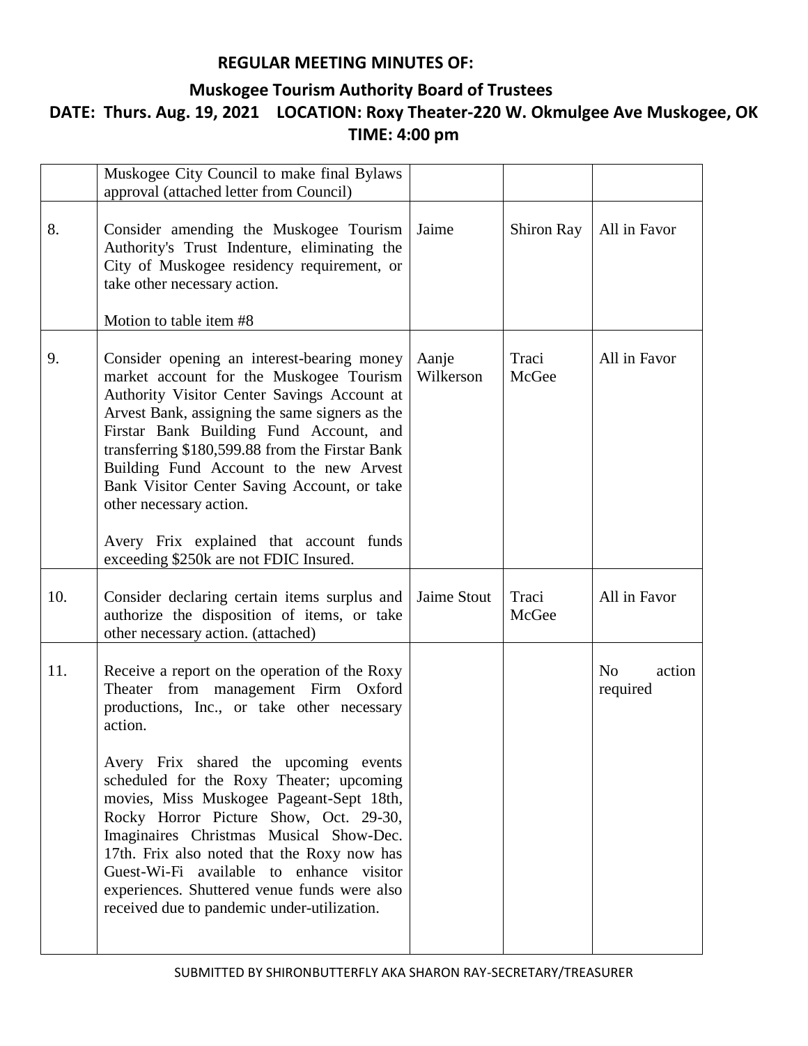**REGULAR MEETING MINUTES OF:**

**Muskogee Tourism Authority Board of Trustees**

**DATE: Thurs. Aug. 19, 2021 LOCATION: Roxy Theater-220 W. Okmulgee Ave Muskogee, OK**

**TIME: 4:00 pm**

| | | | | |
|---|---|---|---|---|
| | Muskogee City Council to make final Bylaws approval (attached letter from Council) | | | |
| 8. | Consider amending the Muskogee Tourism Authority's Trust Indenture, eliminating the City of Muskogee residency requirement, or take other necessary action.<br><br>Motion to table item #8 | Jaime | Shiron Ray | All in Favor |
| 9. | Consider opening an interest-bearing money market account for the Muskogee Tourism Authority Visitor Center Savings Account at Arvest Bank, assigning the same signers as the Firstar Bank Building Fund Account, and transferring $180,599.88 from the Firstar Bank Building Fund Account to the new Arvest Bank Visitor Center Saving Account, or take other necessary action.<br><br>Avery Frix explained that account funds exceeding $250k are not FDIC Insured. | Aanje Wilkerson | Traci McGee | All in Favor |
| 10. | Consider declaring certain items surplus and authorize the disposition of items, or take other necessary action. (attached) | Jaime Stout | Traci McGee | All in Favor |
| 11. | Receive a report on the operation of the Roxy Theater from management Firm Oxford productions, Inc., or take other necessary action.<br><br>Avery Frix shared the upcoming events scheduled for the Roxy Theater; upcoming movies, Miss Muskogee Pageant-Sept 18th, Rocky Horror Picture Show, Oct. 29-30, Imaginaires Christmas Musical Show-Dec. 17th. Frix also noted that the Roxy now has Guest-Wi-Fi available to enhance visitor experiences. Shuttered venue funds were also received due to pandemic under-utilization. | | | No action required |

SUBMITTED BY SHIRONBUTTERFLY AKA SHARON RAY-SECRETARY/TREASURER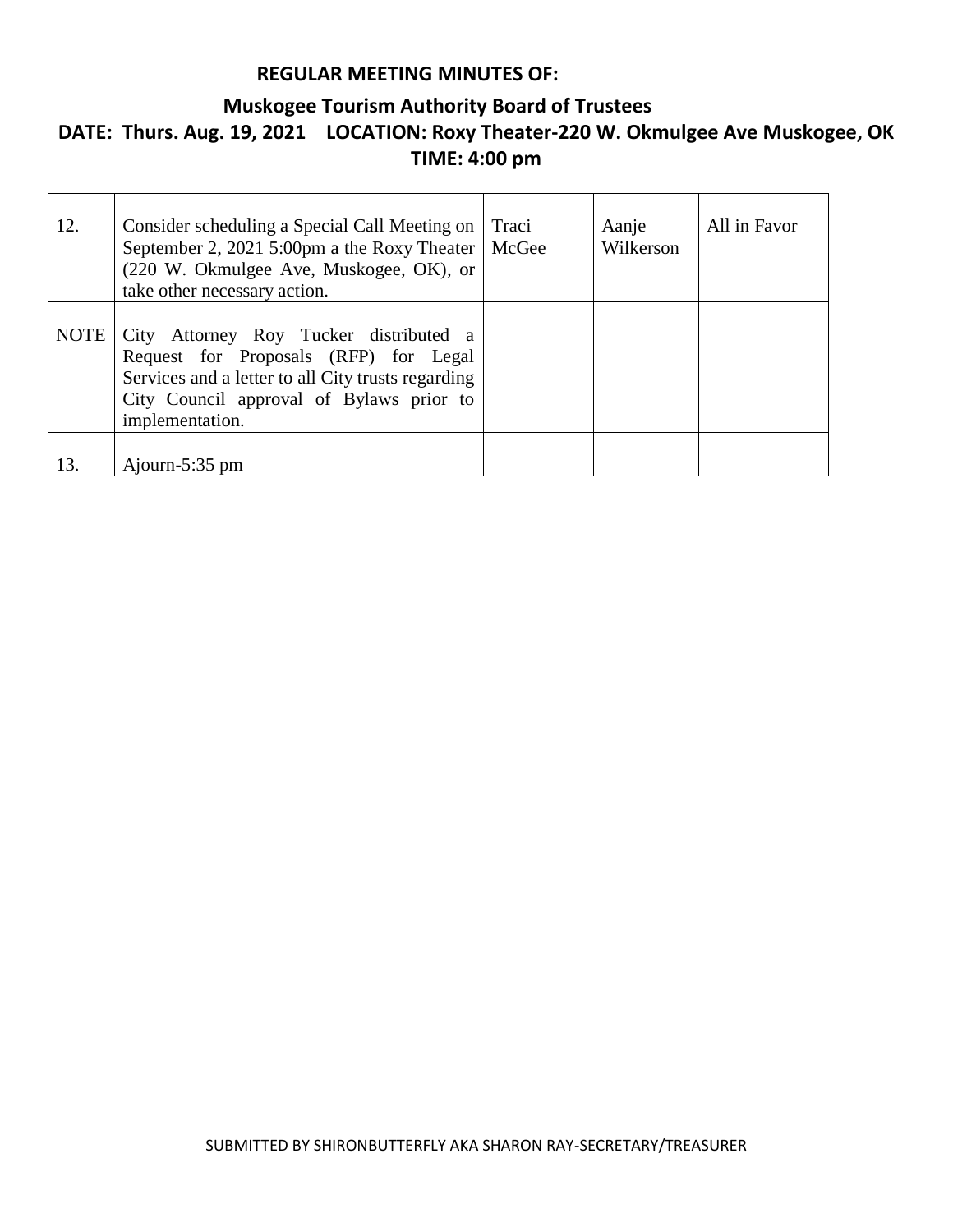**REGULAR MEETING MINUTES OF:**

**Muskogee Tourism Authority Board of Trustees**

**DATE: Thurs. Aug. 19, 2021 LOCATION: Roxy Theater-220 W. Okmulgee Ave Muskogee, OK**

**TIME: 4:00 pm**

| | | | | |
|---|---|---|---|---|
| 12. | Consider scheduling a Special Call Meeting on September 2, 2021 5:00pm a the Roxy Theater (220 W. Okmulgee Ave, Muskogee, OK), or take other necessary action. | Traci McGee | Aanje Wilkerson | All in Favor |
| NOTE | City Attorney Roy Tucker distributed a Request for Proposals (RFP) for Legal Services and a letter to all City trusts regarding City Council approval of Bylaws prior to implementation. | | | |
| 13. | Ajourn-5:35 pm | | | |

SUBMITTED BY SHIRONBUTTERFLY AKA SHARON RAY-SECRETARY/TREASURER